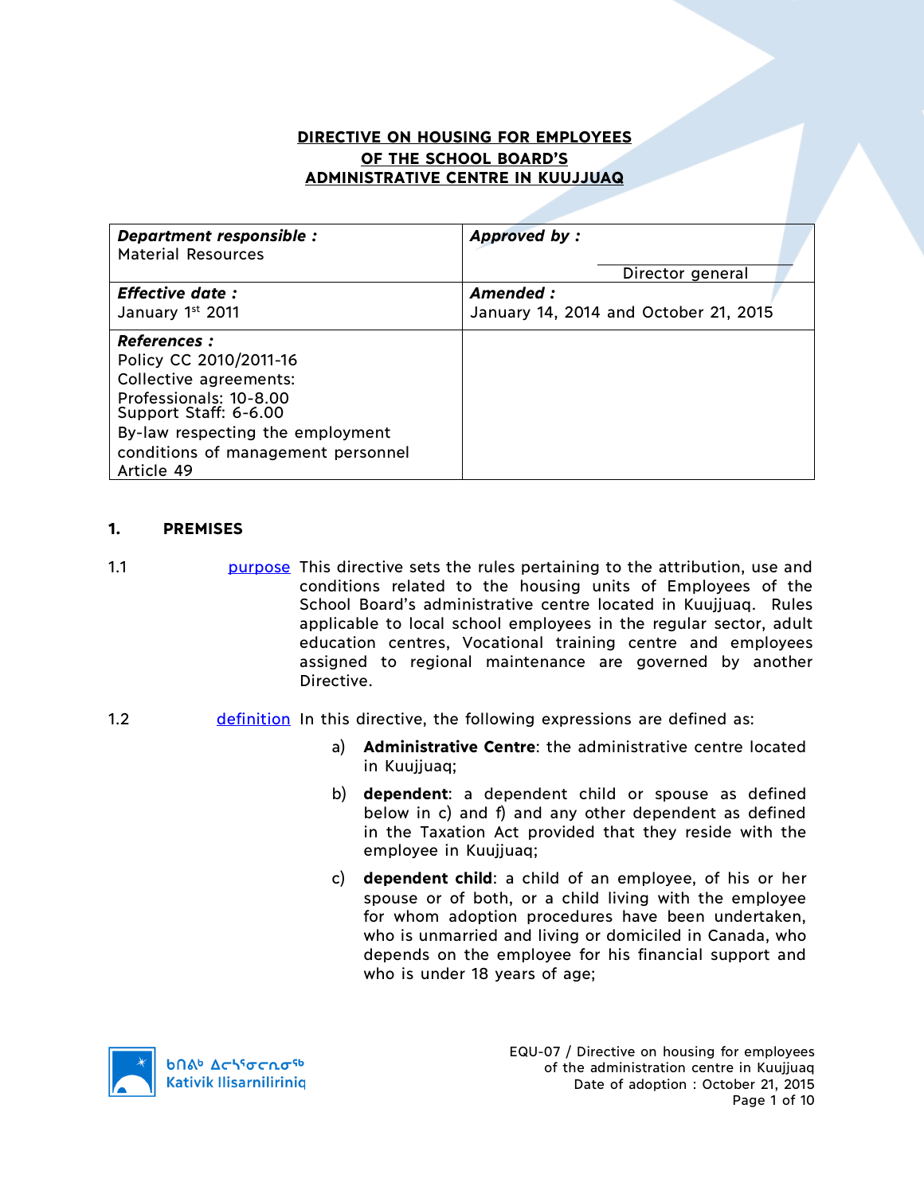# DIRECTIVE ON HOUSING FOR EMPLOYEES OF THE SCHOOL BOARD'S ADMINISTRATIVE CENTRE IN KUUJJUAQ

| ***Department responsible :*** Material Resources | ***Approved by :*** Director general |
|---|---|
| ***Effective date :*** January 1st 2011 | ***Amended :*** January 14, 2014 and October 21, 2015 |
| ***References :*** Policy CC 2010/2011-16 Collective agreements: Professionals: 10-8.00 Support Staff: 6-6.00 By-law respecting the employment conditions of management personnel Article 49 | |

## 1. PREMISES

1.1 purpose This directive sets the rules pertaining to the attribution, use and conditions related to the housing units of Employees of the School Board's administrative centre located in Kuujjuaq. Rules applicable to local school employees in the regular sector, adult education centres, Vocational training centre and employees assigned to regional maintenance are governed by another Directive.

1.2 definition In this directive, the following expressions are defined as:

a) **Administrative Centre**: the administrative centre located in Kuujjuaq;

b) **dependent**: a dependent child or spouse as defined below in c) and f) and any other dependent as defined in the Taxation Act provided that they reside with the employee in Kuujjuaq;

c) **dependent child**: a child of an employee, of his or her spouse or of both, or a child living with the employee for whom adoption procedures have been undertaken, who is unmarried and living or domiciled in Canada, who depends on the employee for his financial support and who is under 18 years of age;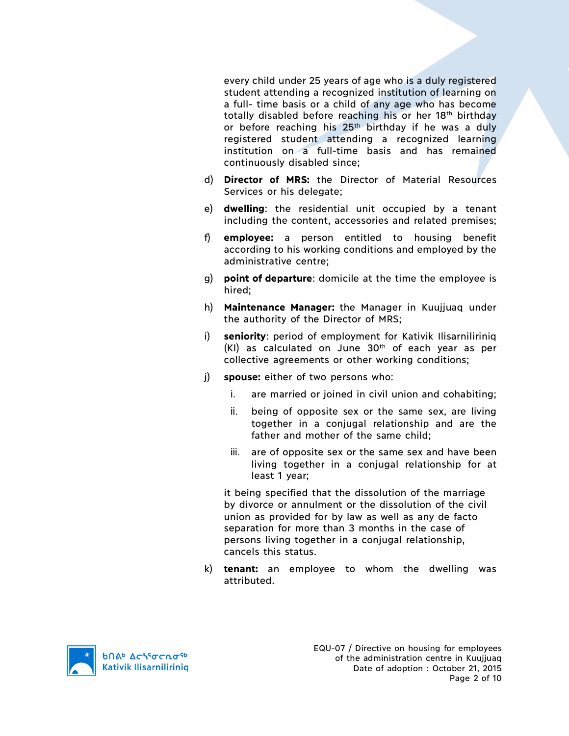every child under 25 years of age who is a duly registered student attending a recognized institution of learning on a full- time basis or a child of any age who has become totally disabled before reaching his or her 18th birthday or before reaching his 25th birthday if he was a duly registered student attending a recognized learning institution on a full-time basis and has remained continuously disabled since;

d) **Director of MRS:** the Director of Material Resources Services or his delegate;

e) **dwelling**: the residential unit occupied by a tenant including the content, accessories and related premises;

f) **employee:** a person entitled to housing benefit according to his working conditions and employed by the administrative centre;

g) **point of departure**: domicile at the time the employee is hired;

h) **Maintenance Manager:** the Manager in Kuujjuaq under the authority of the Director of MRS;

i) **seniority**: period of employment for Kativik Ilisarniliriniq (KI) as calculated on June 30th of each year as per collective agreements or other working conditions;

j) **spouse:** either of two persons who:

   i. are married or joined in civil union and cohabiting;

   ii. being of opposite sex or the same sex, are living together in a conjugal relationship and are the father and mother of the same child;

   iii. are of opposite sex or the same sex and have been living together in a conjugal relationship for at least 1 year;

   it being specified that the dissolution of the marriage by divorce or annulment or the dissolution of the civil union as provided for by law as well as any de facto separation for more than 3 months in the case of persons living together in a conjugal relationship, cancels this status.

k) **tenant:** an employee to whom the dwelling was attributed.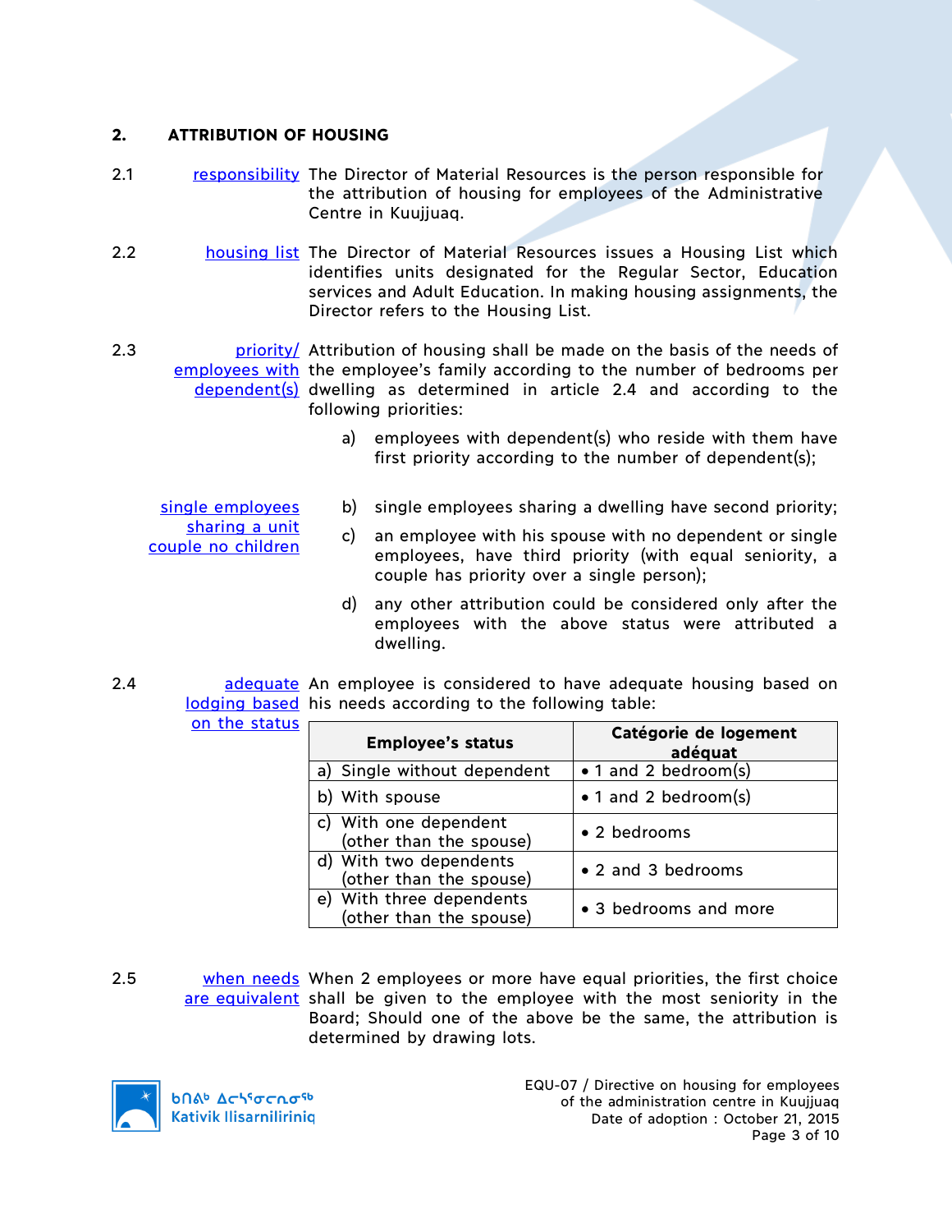## 2. ATTRIBUTION OF HOUSING

2.1 **responsibility** The Director of Material Resources is the person responsible for the attribution of housing for employees of the Administrative Centre in Kuujjuaq.

2.2 **housing list** The Director of Material Resources issues a Housing List which identifies units designated for the Regular Sector, Education services and Adult Education. In making housing assignments, the Director refers to the Housing List.

2.3 **priority/ employees with dependent(s)** Attribution of housing shall be made on the basis of the needs of the employee's family according to the number of bedrooms per dwelling as determined in article 2.4 and according to the following priorities:

a) employees with dependent(s) who reside with them have first priority according to the number of dependent(s);

**single employees sharing a unit couple no children**

b) single employees sharing a dwelling have second priority;

c) an employee with his spouse with no dependent or single employees, have third priority (with equal seniority, a couple has priority over a single person);

d) any other attribution could be considered only after the employees with the above status were attributed a dwelling.

2.4 **adequate lodging based on the status** An employee is considered to have adequate housing based on his needs according to the following table:

| Employee's status | Catégorie de logement adéquat |
|---|---|
| a) Single without dependent | • 1 and 2 bedroom(s) |
| b) With spouse | • 1 and 2 bedroom(s) |
| c) With one dependent (other than the spouse) | • 2 bedrooms |
| d) With two dependents (other than the spouse) | • 2 and 3 bedrooms |
| e) With three dependents (other than the spouse) | • 3 bedrooms and more |

2.5 **when needs are equivalent** When 2 employees or more have equal priorities, the first choice shall be given to the employee with the most seniority in the Board; Should one of the above be the same, the attribution is determined by drawing lots.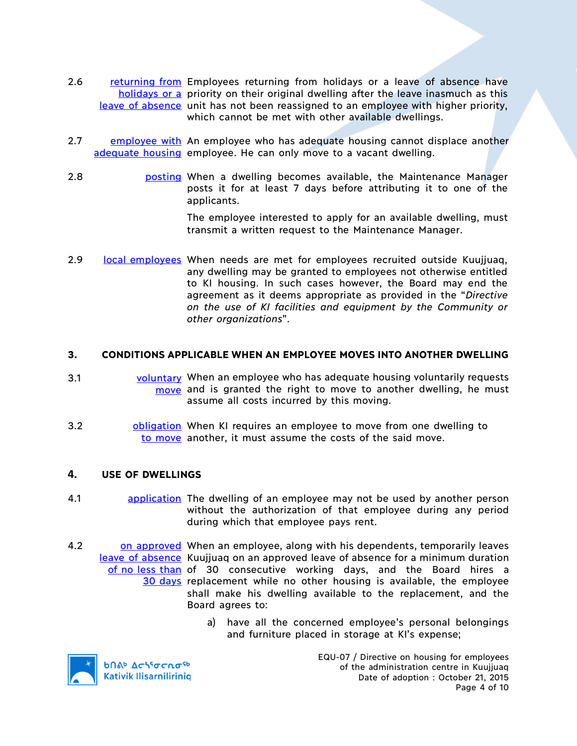2.6 **returning from holidays or a leave of absence** — Employees returning from holidays or a leave of absence have priority on their original dwelling after the leave inasmuch as this unit has not been reassigned to an employee with higher priority, which cannot be met with other available dwellings.

2.7 **employee with adequate housing** — An employee who has adequate housing cannot displace another employee. He can only move to a vacant dwelling.

2.8 **posting** — When a dwelling becomes available, the Maintenance Manager posts it for at least 7 days before attributing it to one of the applicants.

The employee interested to apply for an available dwelling, must transmit a written request to the Maintenance Manager.

2.9 **local employees** — When needs are met for employees recruited outside Kuujjuaq, any dwelling may be granted to employees not otherwise entitled to KI housing. In such cases however, the Board may end the agreement as it deems appropriate as provided in the "*Directive on the use of KI facilities and equipment by the Community or other organizations*".

## 3. CONDITIONS APPLICABLE WHEN AN EMPLOYEE MOVES INTO ANOTHER DWELLING

3.1 **voluntary move** — When an employee who has adequate housing voluntarily requests and is granted the right to move to another dwelling, he must assume all costs incurred by this moving.

3.2 **obligation to move** — When KI requires an employee to move from one dwelling to another, it must assume the costs of the said move.

## 4. USE OF DWELLINGS

4.1 **application** — The dwelling of an employee may not be used by another person without the authorization of that employee during any period during which that employee pays rent.

4.2 **on approved leave of absence of no less than 30 days** — When an employee, along with his dependents, temporarily leaves Kuujjuaq on an approved leave of absence for a minimum duration of 30 consecutive working days, and the Board hires a replacement while no other housing is available, the employee shall make his dwelling available to the replacement, and the Board agrees to:

a) have all the concerned employee's personal belongings and furniture placed in storage at KI's expense;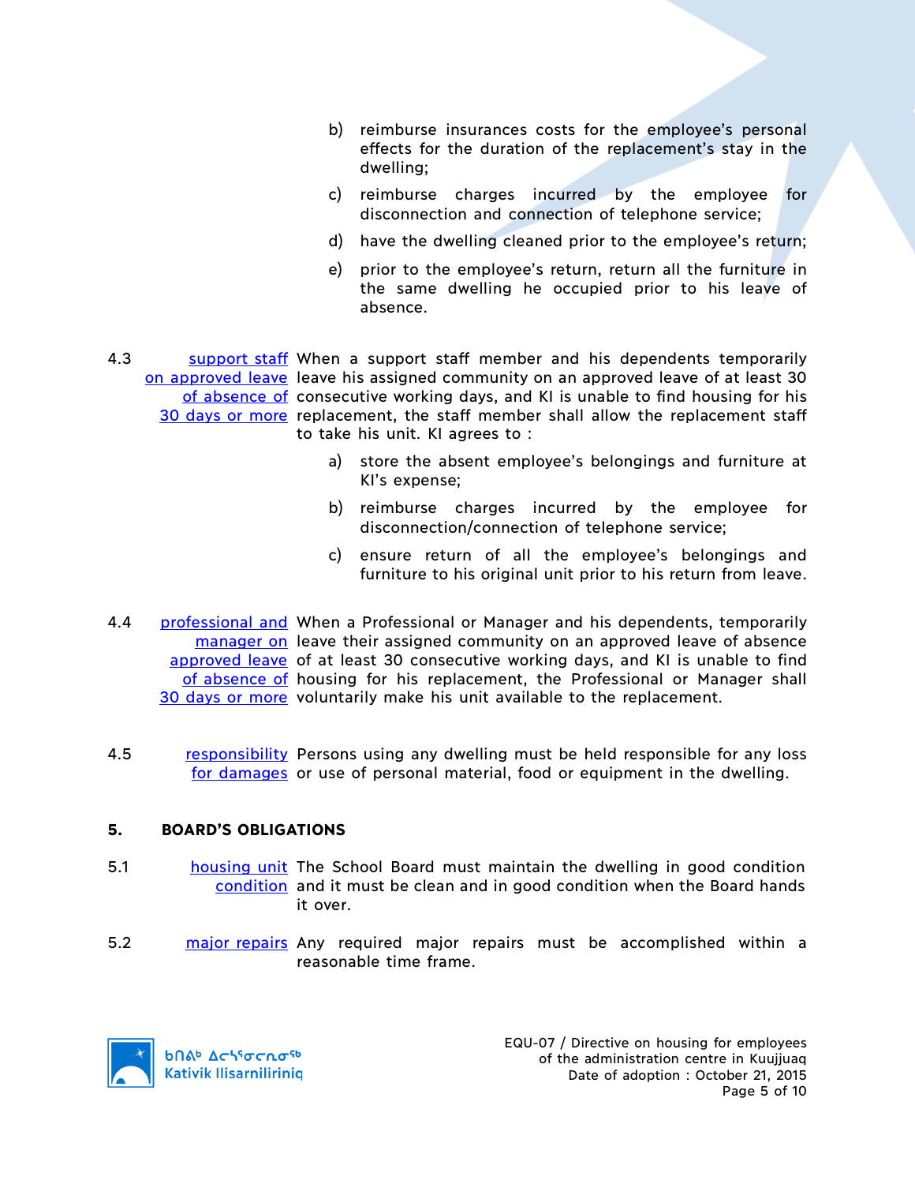b) reimburse insurances costs for the employee's personal effects for the duration of the replacement's stay in the dwelling;

c) reimburse charges incurred by the employee for disconnection and connection of telephone service;

d) have the dwelling cleaned prior to the employee's return;

e) prior to the employee's return, return all the furniture in the same dwelling he occupied prior to his leave of absence.

4.3 support staff on approved leave of absence of 30 days or more — When a support staff member and his dependents temporarily leave his assigned community on an approved leave of at least 30 consecutive working days, and KI is unable to find housing for his replacement, the staff member shall allow the replacement staff to take his unit. KI agrees to :

a) store the absent employee's belongings and furniture at KI's expense;

b) reimburse charges incurred by the employee for disconnection/connection of telephone service;

c) ensure return of all the employee's belongings and furniture to his original unit prior to his return from leave.

4.4 professional and manager on approved leave of absence of 30 days or more — When a Professional or Manager and his dependents, temporarily leave their assigned community on an approved leave of absence of at least 30 consecutive working days, and KI is unable to find housing for his replacement, the Professional or Manager shall voluntarily make his unit available to the replacement.

4.5 responsibility for damages — Persons using any dwelling must be held responsible for any loss or use of personal material, food or equipment in the dwelling.

## 5. BOARD'S OBLIGATIONS

5.1 housing unit condition — The School Board must maintain the dwelling in good condition and it must be clean and in good condition when the Board hands it over.

5.2 major repairs — Any required major repairs must be accomplished within a reasonable time frame.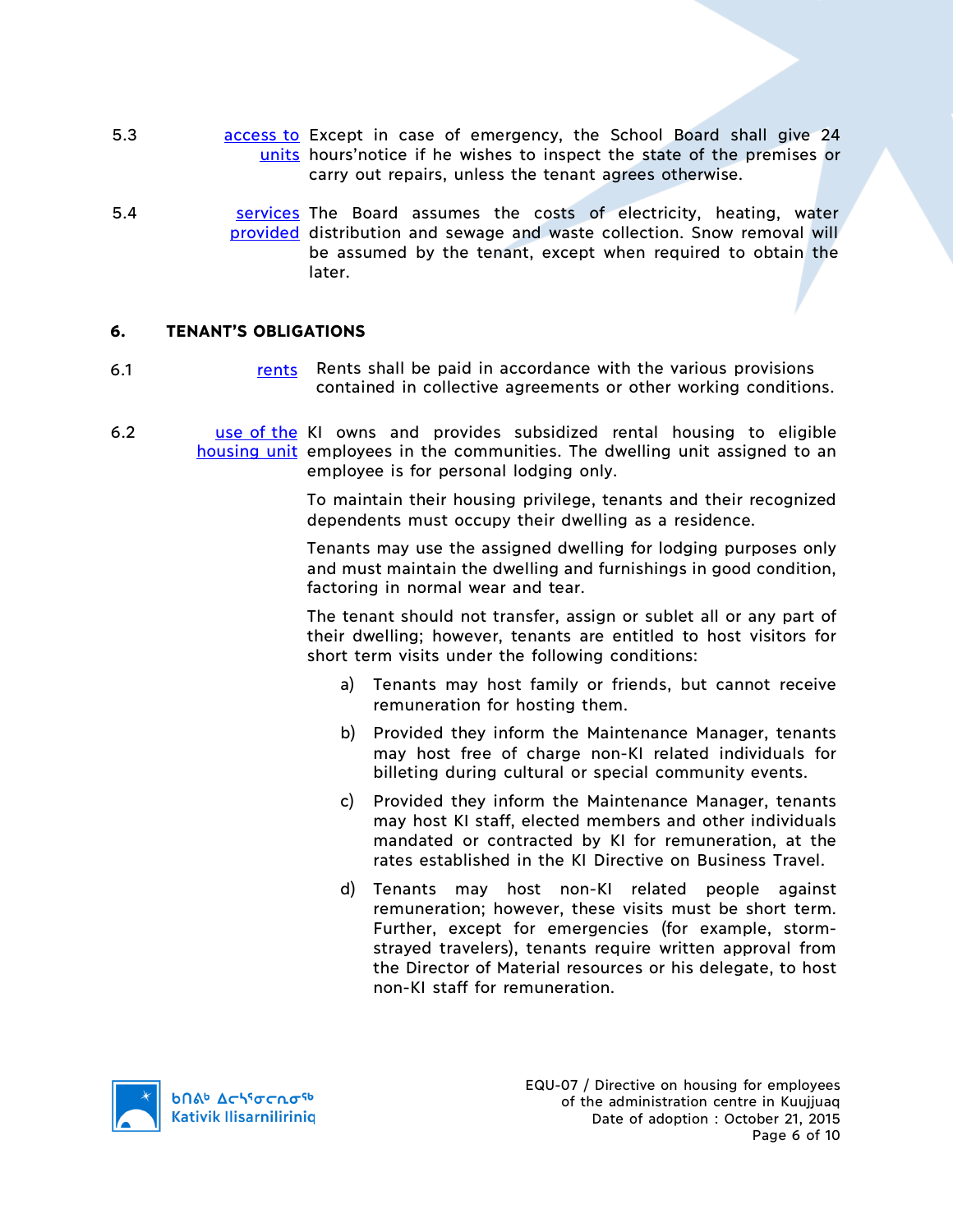5.3 access to units — Except in case of emergency, the School Board shall give 24 hours'notice if he wishes to inspect the state of the premises or carry out repairs, unless the tenant agrees otherwise.

5.4 services provided — The Board assumes the costs of electricity, heating, water distribution and sewage and waste collection. Snow removal will be assumed by the tenant, except when required to obtain the later.

## 6. TENANT'S OBLIGATIONS

6.1 rents — Rents shall be paid in accordance with the various provisions contained in collective agreements or other working conditions.

6.2 use of the housing unit — KI owns and provides subsidized rental housing to eligible employees in the communities. The dwelling unit assigned to an employee is for personal lodging only.

To maintain their housing privilege, tenants and their recognized dependents must occupy their dwelling as a residence.

Tenants may use the assigned dwelling for lodging purposes only and must maintain the dwelling and furnishings in good condition, factoring in normal wear and tear.

The tenant should not transfer, assign or sublet all or any part of their dwelling; however, tenants are entitled to host visitors for short term visits under the following conditions:

a) Tenants may host family or friends, but cannot receive remuneration for hosting them.

b) Provided they inform the Maintenance Manager, tenants may host free of charge non-KI related individuals for billeting during cultural or special community events.

c) Provided they inform the Maintenance Manager, tenants may host KI staff, elected members and other individuals mandated or contracted by KI for remuneration, at the rates established in the KI Directive on Business Travel.

d) Tenants may host non-KI related people against remuneration; however, these visits must be short term. Further, except for emergencies (for example, storm-strayed travelers), tenants require written approval from the Director of Material resources or his delegate, to host non-KI staff for remuneration.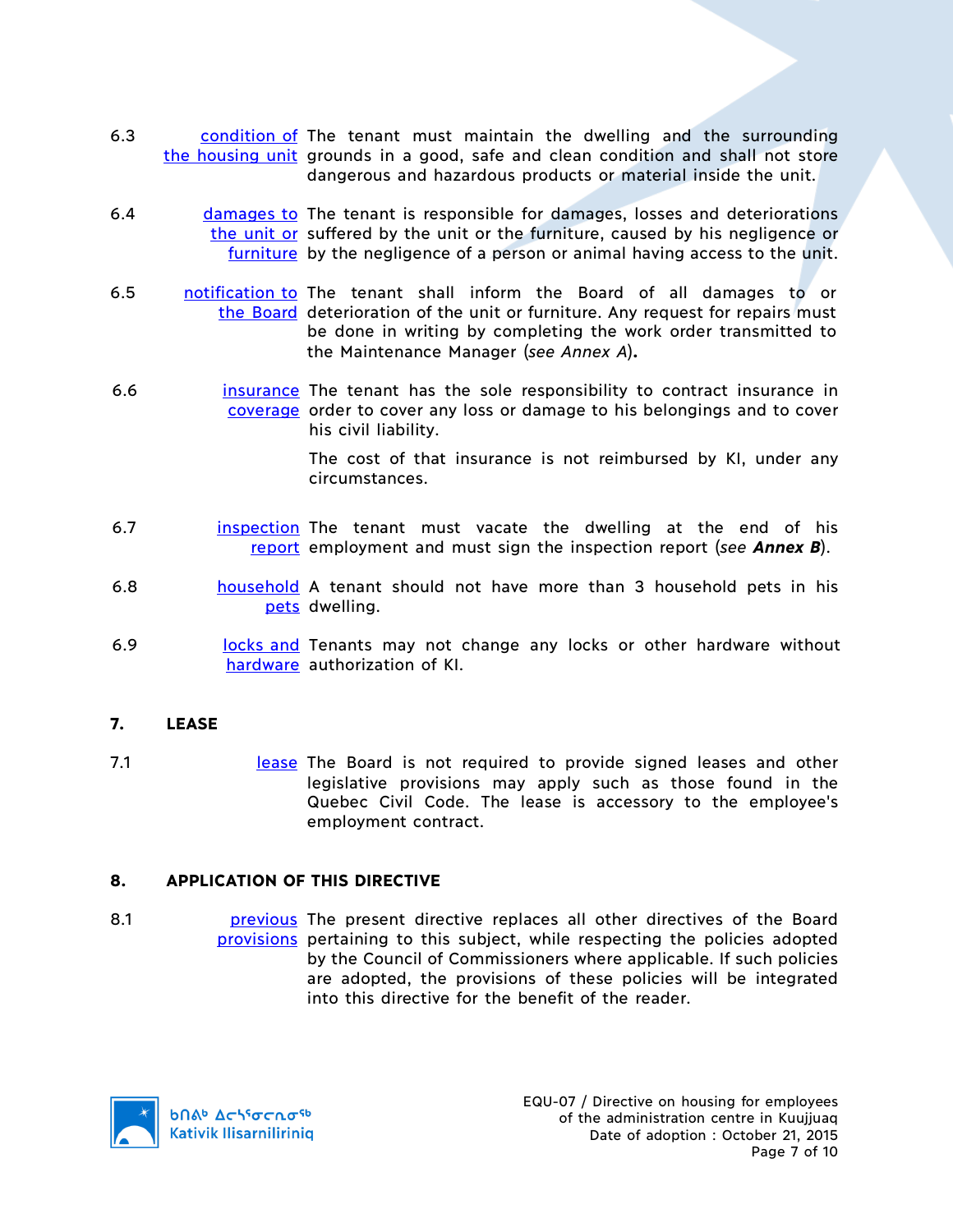6.3 condition of the housing unit — The tenant must maintain the dwelling and the surrounding grounds in a good, safe and clean condition and shall not store dangerous and hazardous products or material inside the unit.

6.4 damages to the unit or furniture — The tenant is responsible for damages, losses and deteriorations suffered by the unit or the furniture, caused by his negligence or by the negligence of a person or animal having access to the unit.

6.5 notification to the Board — The tenant shall inform the Board of all damages to or deterioration of the unit or furniture. Any request for repairs must be done in writing by completing the work order transmitted to the Maintenance Manager (*see Annex A*)**.**

6.6 insurance coverage — The tenant has the sole responsibility to contract insurance in order to cover any loss or damage to his belongings and to cover his civil liability.

The cost of that insurance is not reimbursed by KI, under any circumstances.

6.7 inspection report — The tenant must vacate the dwelling at the end of his employment and must sign the inspection report (*see* ***Annex B***).

6.8 household pets — A tenant should not have more than 3 household pets in his dwelling.

6.9 locks and hardware — Tenants may not change any locks or other hardware without authorization of KI.

## 7. LEASE

7.1 lease — The Board is not required to provide signed leases and other legislative provisions may apply such as those found in the Quebec Civil Code. The lease is accessory to the employee's employment contract.

## 8. APPLICATION OF THIS DIRECTIVE

8.1 previous provisions — The present directive replaces all other directives of the Board pertaining to this subject, while respecting the policies adopted by the Council of Commissioners where applicable. If such policies are adopted, the provisions of these policies will be integrated into this directive for the benefit of the reader.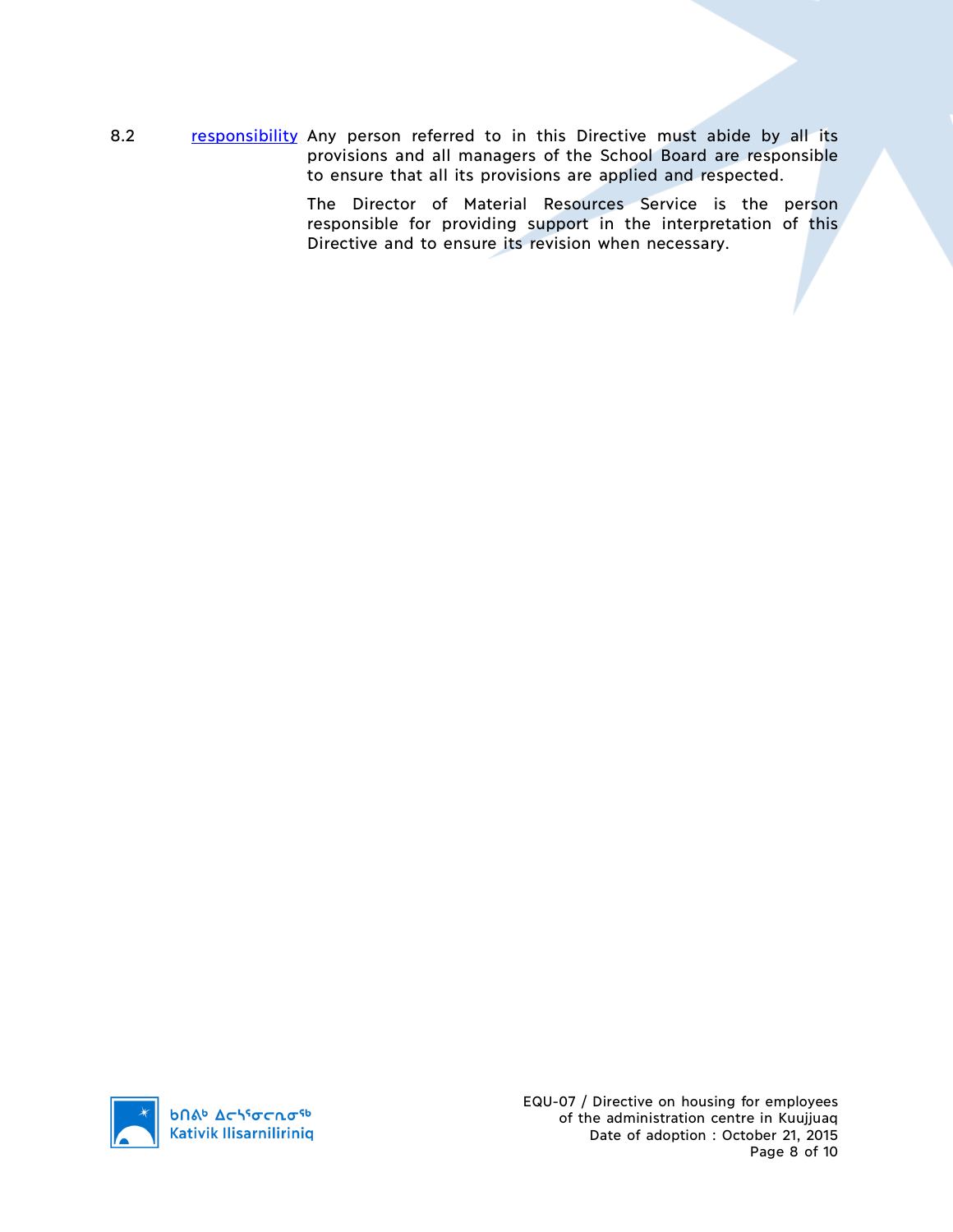8.2 responsibility Any person referred to in this Directive must abide by all its provisions and all managers of the School Board are responsible to ensure that all its provisions are applied and respected.

The Director of Material Resources Service is the person responsible for providing support in the interpretation of this Directive and to ensure its revision when necessary.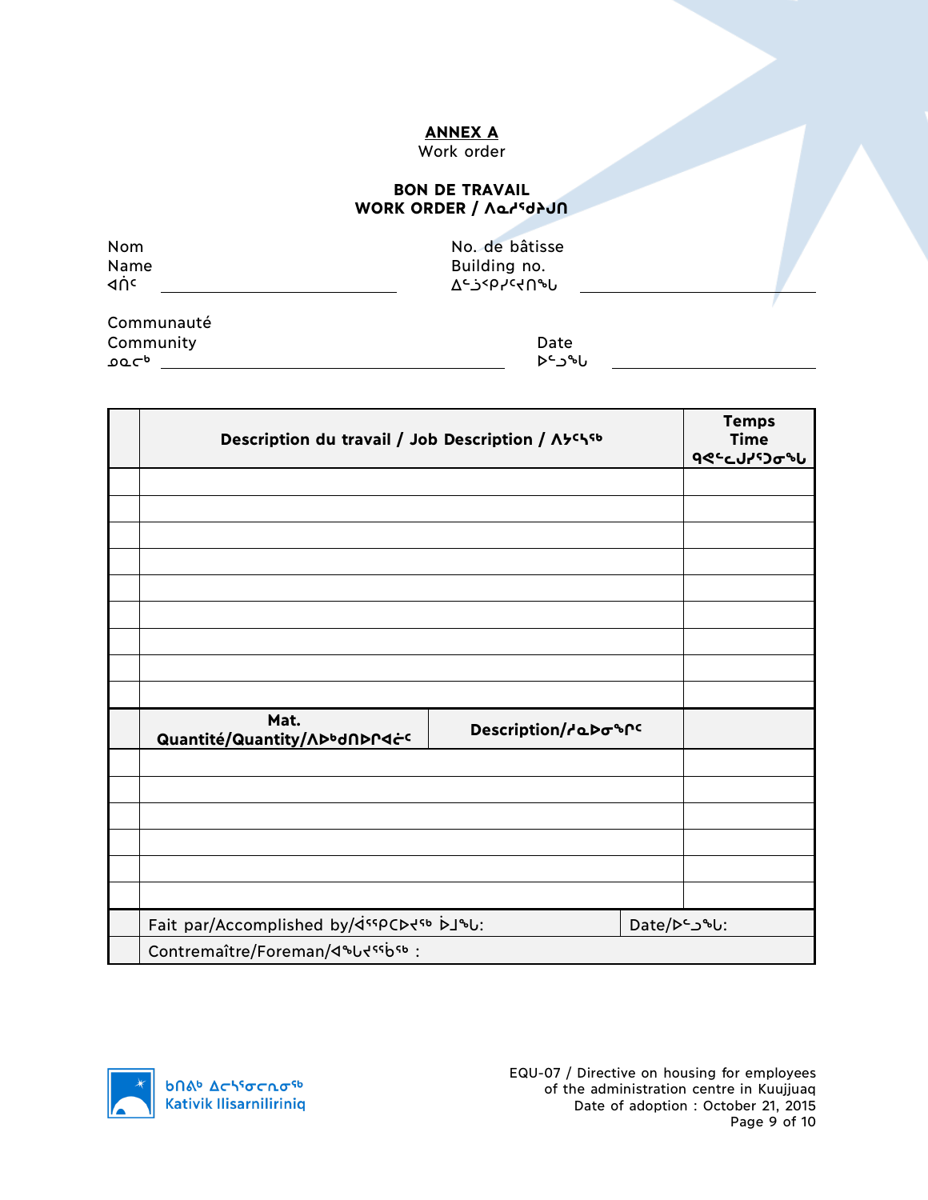**ANNEX A**

Work order

**BON DE TRAVAIL**
**WORK ORDER / ᐱᓇᓱᒃᑯᑎ**

Nom
Name
ᐊᑎᖅ ______________________

No. de bâtisse
Building no.
ᐃᒡᓗᐸᓯᐅᑎᖓ ______________________

Communauté
Community
ᓄᓇᓕᒃ ______________________

Date
ᐅᓪᓗᖓ ______________________

| | Description du travail / Job Description / ᐱᓯᕝᕕᒃ | Temps Time ᖁᕝᕙᓕᐅᓯᕐᓂᖓ |
|---|---|---|
| | | |
| | | |
| | | |
| | | |
| | | |
| | | |
| | | |
| | | |
| | | |

| | Mat. Quantité/Quantity/ᐱᐅᒃᑎᐅᕆᐊᓖᑦ | Description/ᓱᓇᐅᓂᖏᑦ | |
|---|---|---|---|
| | | | |
| | | | |
| | | | |
| | | | |
| | | | |
| | | | |

| | | |
|---|---|---|
| | Fait par/Accomplished by/ᐋᕐᕿᑕᐅᔪᖅ ᐅᒧᖓ: | Date/ᐅᓪᓗᖓ: |
| | Contremaître/Foreman/ᐊᖓᔪᖅᑳᖅ : | |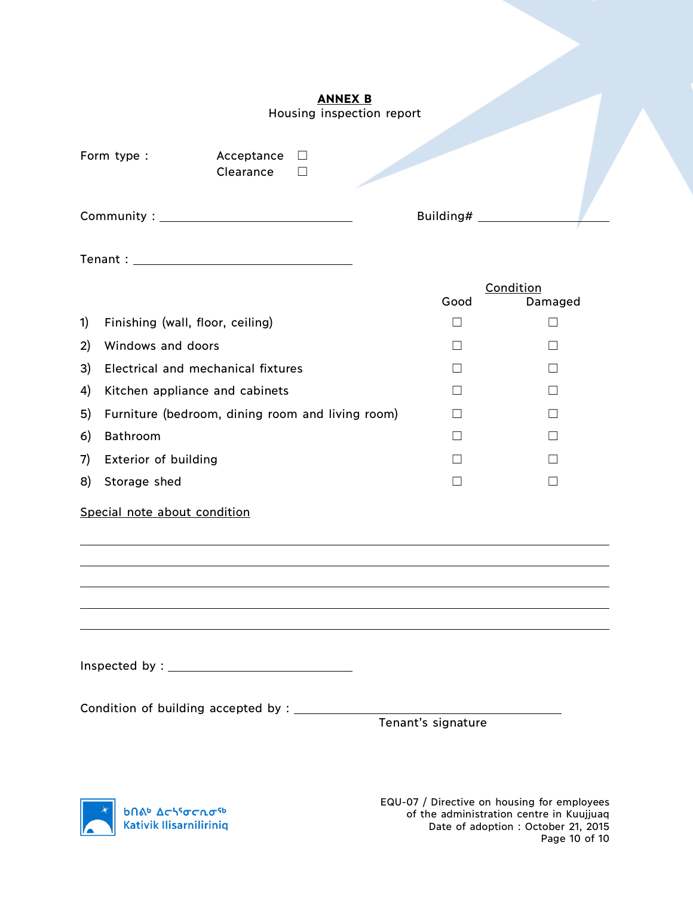# ANNEX B

Housing inspection report

Form type : Acceptance ☐
Clearance ☐

Community : ______________________________ Building# ____________________

Tenant : ______________________________

| | | Condition | |
|---|---|---|---|
| | | Good | Damaged |
| 1) | Finishing (wall, floor, ceiling) | ☐ | ☐ |
| 2) | Windows and doors | ☐ | ☐ |
| 3) | Electrical and mechanical fixtures | ☐ | ☐ |
| 4) | Kitchen appliance and cabinets | ☐ | ☐ |
| 5) | Furniture (bedroom, dining room and living room) | ☐ | ☐ |
| 6) | Bathroom | ☐ | ☐ |
| 7) | Exterior of building | ☐ | ☐ |
| 8) | Storage shed | ☐ | ☐ |

Special note about condition

________________________________________________________________________________

________________________________________________________________________________

________________________________________________________________________________

________________________________________________________________________________

________________________________________________________________________________

Inspected by : ______________________________

Condition of building accepted by : ________________________________________
Tenant's signature

ᑲᑎᕝᐃᒃ ᐃᓕᓴᕐᓂᓕᕆᓂᖅ
Kativik Ilisarniliriniq

EQU-07 / Directive on housing for employees of the administration centre in Kuujjuaq
Date of adoption : October 21, 2015